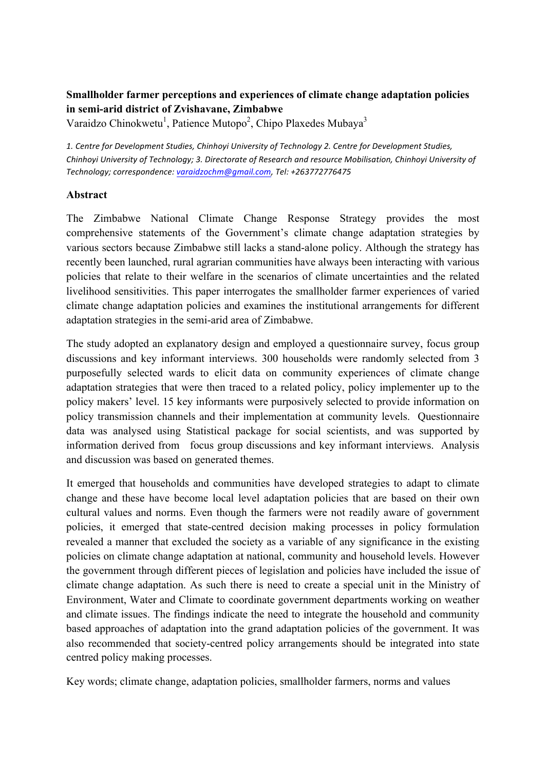# Smallholder farmer perceptions and experiences of climate change adaptation policies in semi-arid district of Zvishavane, Zimbabwe

Varaidzo Chinokwetu[1], Patience Mutopo[2], Chipo Plaxedes Mubaya[3]

*1. Centre for Development Studies, Chinhoyi University of Technology 2. Centre for Development Studies, Chinhoyi University of Technology; 3. Directorate of Research and resource Mobilisation, Chinhoyi University of Technology; correspondence: varaidzochm@gmail.com, Tel: +263772776475*

## Abstract

The Zimbabwe National Climate Change Response Strategy provides the most comprehensive statements of the Government's climate change adaptation strategies by various sectors because Zimbabwe still lacks a stand-alone policy. Although the strategy has recently been launched, rural agrarian communities have always been interacting with various policies that relate to their welfare in the scenarios of climate uncertainties and the related livelihood sensitivities. This paper interrogates the smallholder farmer experiences of varied climate change adaptation policies and examines the institutional arrangements for different adaptation strategies in the semi-arid area of Zimbabwe.

The study adopted an explanatory design and employed a questionnaire survey, focus group discussions and key informant interviews. 300 households were randomly selected from 3 purposefully selected wards to elicit data on community experiences of climate change adaptation strategies that were then traced to a related policy, policy implementer up to the policy makers' level. 15 key informants were purposively selected to provide information on policy transmission channels and their implementation at community levels. Questionnaire data was analysed using Statistical package for social scientists, and was supported by information derived from focus group discussions and key informant interviews. Analysis and discussion was based on generated themes.

It emerged that households and communities have developed strategies to adapt to climate change and these have become local level adaptation policies that are based on their own cultural values and norms. Even though the farmers were not readily aware of government policies, it emerged that state-centred decision making processes in policy formulation revealed a manner that excluded the society as a variable of any significance in the existing policies on climate change adaptation at national, community and household levels. However the government through different pieces of legislation and policies have included the issue of climate change adaptation. As such there is need to create a special unit in the Ministry of Environment, Water and Climate to coordinate government departments working on weather and climate issues. The findings indicate the need to integrate the household and community based approaches of adaptation into the grand adaptation policies of the government. It was also recommended that society-centred policy arrangements should be integrated into state centred policy making processes.

Key words; climate change, adaptation policies, smallholder farmers, norms and values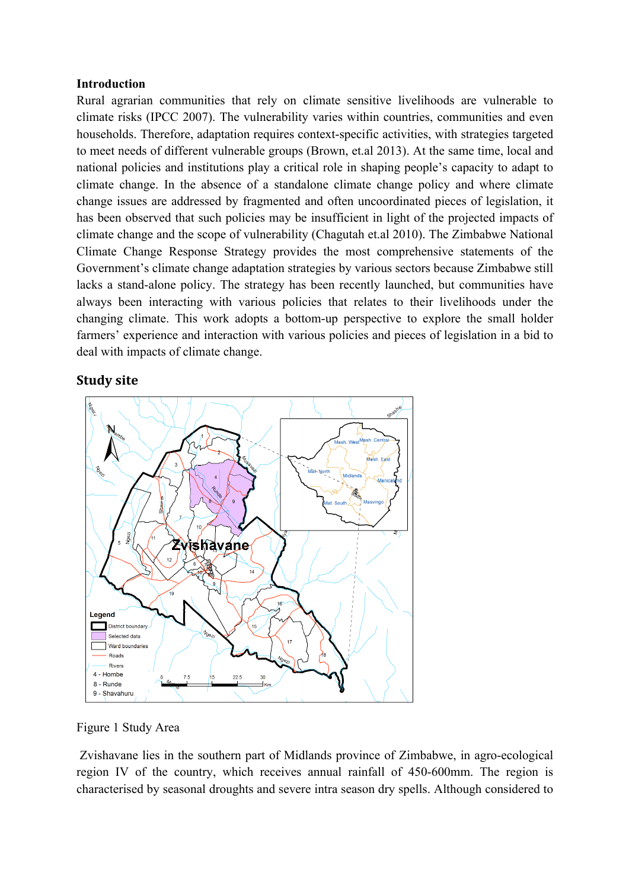## Introduction

Rural agrarian communities that rely on climate sensitive livelihoods are vulnerable to climate risks (IPCC 2007). The vulnerability varies within countries, communities and even households. Therefore, adaptation requires context-specific activities, with strategies targeted to meet needs of different vulnerable groups (Brown, et.al 2013). At the same time, local and national policies and institutions play a critical role in shaping people's capacity to adapt to climate change. In the absence of a standalone climate change policy and where climate change issues are addressed by fragmented and often uncoordinated pieces of legislation, it has been observed that such policies may be insufficient in light of the projected impacts of climate change and the scope of vulnerability (Chagutah et.al 2010). The Zimbabwe National Climate Change Response Strategy provides the most comprehensive statements of the Government's climate change adaptation strategies by various sectors because Zimbabwe still lacks a stand-alone policy. The strategy has been recently launched, but communities have always been interacting with various policies that relates to their livelihoods under the changing climate. This work adopts a bottom-up perspective to explore the small holder farmers' experience and interaction with various policies and pieces of legislation in a bid to deal with impacts of climate change.

## Study site

Figure 1 Study Area

Zvishavane lies in the southern part of Midlands province of Zimbabwe, in agro-ecological region IV of the country, which receives annual rainfall of 450-600mm. The region is characterised by seasonal droughts and severe intra season dry spells. Although considered to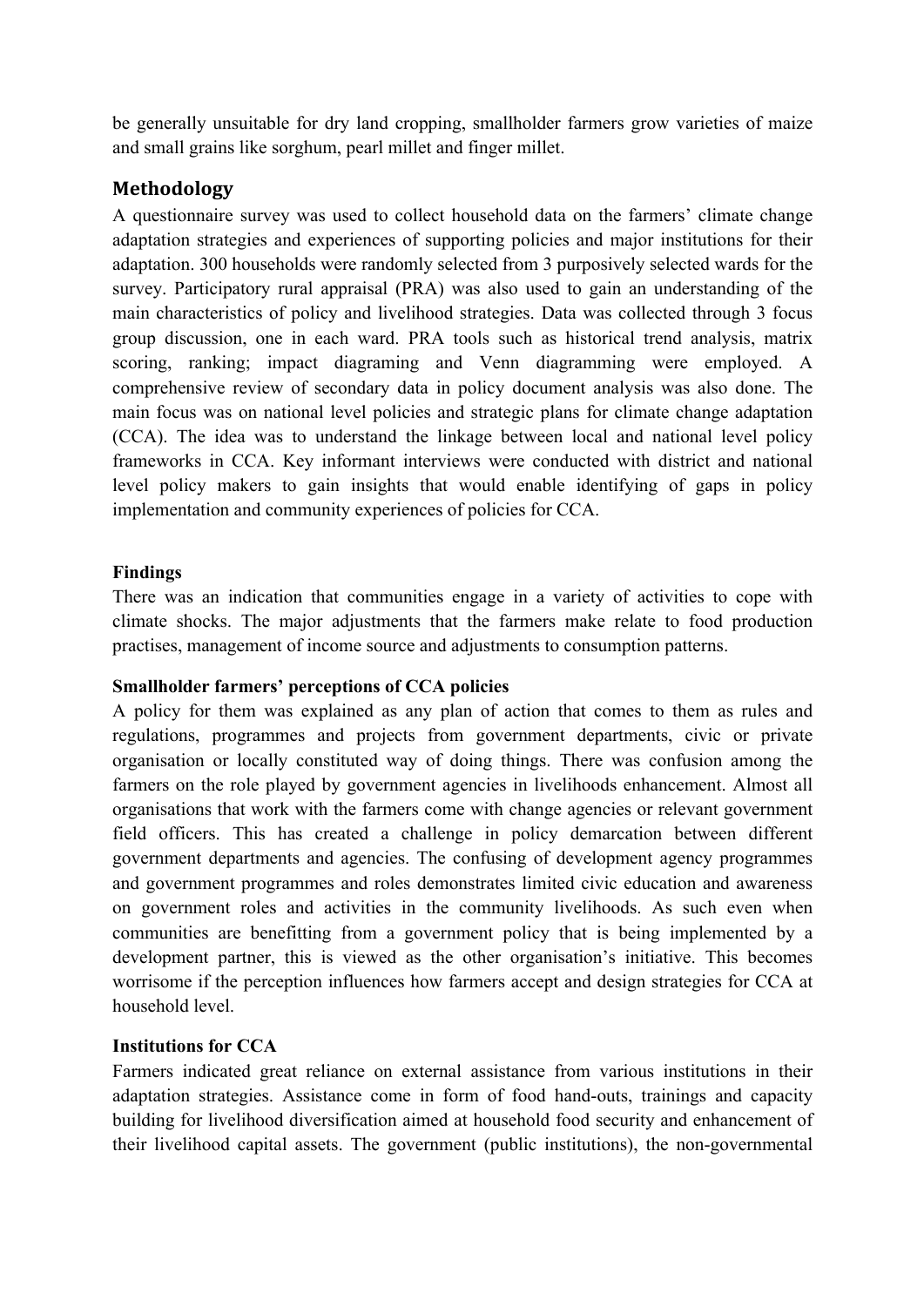be generally unsuitable for dry land cropping, smallholder farmers grow varieties of maize and small grains like sorghum, pearl millet and finger millet.

## Methodology

A questionnaire survey was used to collect household data on the farmers' climate change adaptation strategies and experiences of supporting policies and major institutions for their adaptation. 300 households were randomly selected from 3 purposively selected wards for the survey. Participatory rural appraisal (PRA) was also used to gain an understanding of the main characteristics of policy and livelihood strategies. Data was collected through 3 focus group discussion, one in each ward. PRA tools such as historical trend analysis, matrix scoring, ranking; impact diagraming and Venn diagramming were employed. A comprehensive review of secondary data in policy document analysis was also done. The main focus was on national level policies and strategic plans for climate change adaptation (CCA). The idea was to understand the linkage between local and national level policy frameworks in CCA. Key informant interviews were conducted with district and national level policy makers to gain insights that would enable identifying of gaps in policy implementation and community experiences of policies for CCA.

**Findings**

There was an indication that communities engage in a variety of activities to cope with climate shocks. The major adjustments that the farmers make relate to food production practises, management of income source and adjustments to consumption patterns.

**Smallholder farmers' perceptions of CCA policies**

A policy for them was explained as any plan of action that comes to them as rules and regulations, programmes and projects from government departments, civic or private organisation or locally constituted way of doing things. There was confusion among the farmers on the role played by government agencies in livelihoods enhancement. Almost all organisations that work with the farmers come with change agencies or relevant government field officers. This has created a challenge in policy demarcation between different government departments and agencies. The confusing of development agency programmes and government programmes and roles demonstrates limited civic education and awareness on government roles and activities in the community livelihoods. As such even when communities are benefitting from a government policy that is being implemented by a development partner, this is viewed as the other organisation's initiative. This becomes worrisome if the perception influences how farmers accept and design strategies for CCA at household level.

**Institutions for CCA**

Farmers indicated great reliance on external assistance from various institutions in their adaptation strategies. Assistance come in form of food hand-outs, trainings and capacity building for livelihood diversification aimed at household food security and enhancement of their livelihood capital assets. The government (public institutions), the non-governmental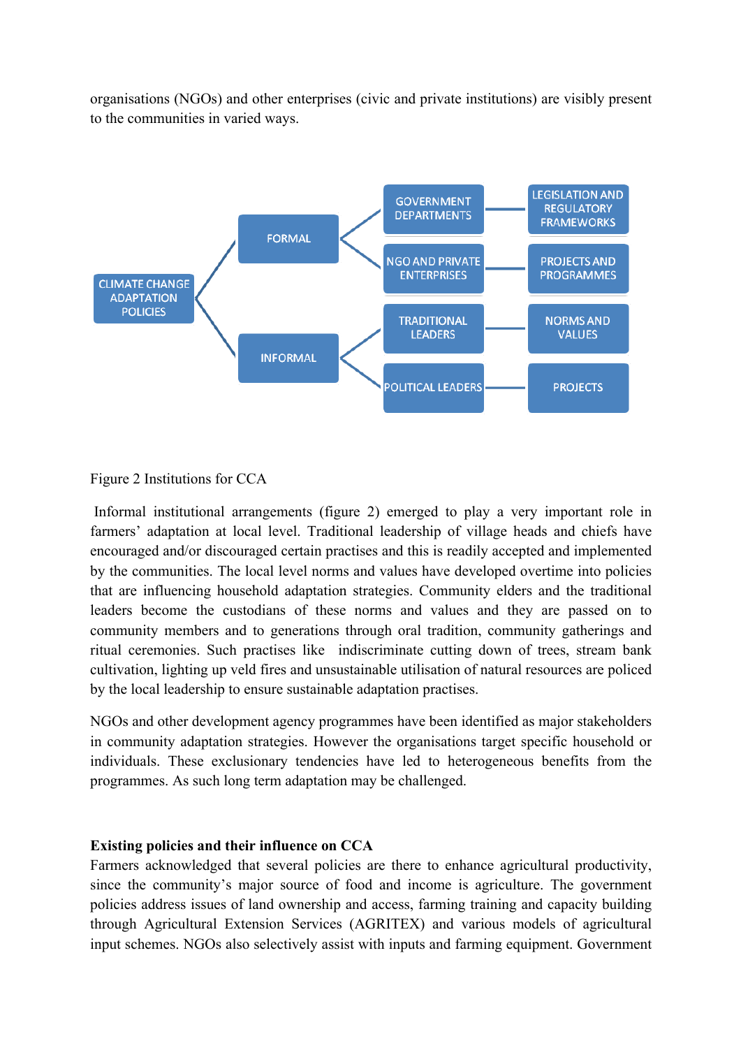organisations (NGOs) and other enterprises (civic and private institutions) are visibly present to the communities in varied ways.

- CLIMATE CHANGE ADAPTATION POLICIES
  - FORMAL
    - GOVERNMENT DEPARTMENTS — LEGISLATION AND REGULATORY FRAMEWORKS
    - NGO AND PRIVATE ENTERPRISES — PROJECTS AND PROGRAMMES
  - INFORMAL
    - TRADITIONAL LEADERS — NORMS AND VALUES
    - POLITICAL LEADERS — PROJECTS

Figure 2 Institutions for CCA

Informal institutional arrangements (figure 2) emerged to play a very important role in farmers' adaptation at local level. Traditional leadership of village heads and chiefs have encouraged and/or discouraged certain practises and this is readily accepted and implemented by the communities. The local level norms and values have developed overtime into policies that are influencing household adaptation strategies. Community elders and the traditional leaders become the custodians of these norms and values and they are passed on to community members and to generations through oral tradition, community gatherings and ritual ceremonies. Such practises like indiscriminate cutting down of trees, stream bank cultivation, lighting up veld fires and unsustainable utilisation of natural resources are policed by the local leadership to ensure sustainable adaptation practises.

NGOs and other development agency programmes have been identified as major stakeholders in community adaptation strategies. However the organisations target specific household or individuals. These exclusionary tendencies have led to heterogeneous benefits from the programmes. As such long term adaptation may be challenged.

**Existing policies and their influence on CCA**

Farmers acknowledged that several policies are there to enhance agricultural productivity, since the community's major source of food and income is agriculture. The government policies address issues of land ownership and access, farming training and capacity building through Agricultural Extension Services (AGRITEX) and various models of agricultural input schemes. NGOs also selectively assist with inputs and farming equipment. Government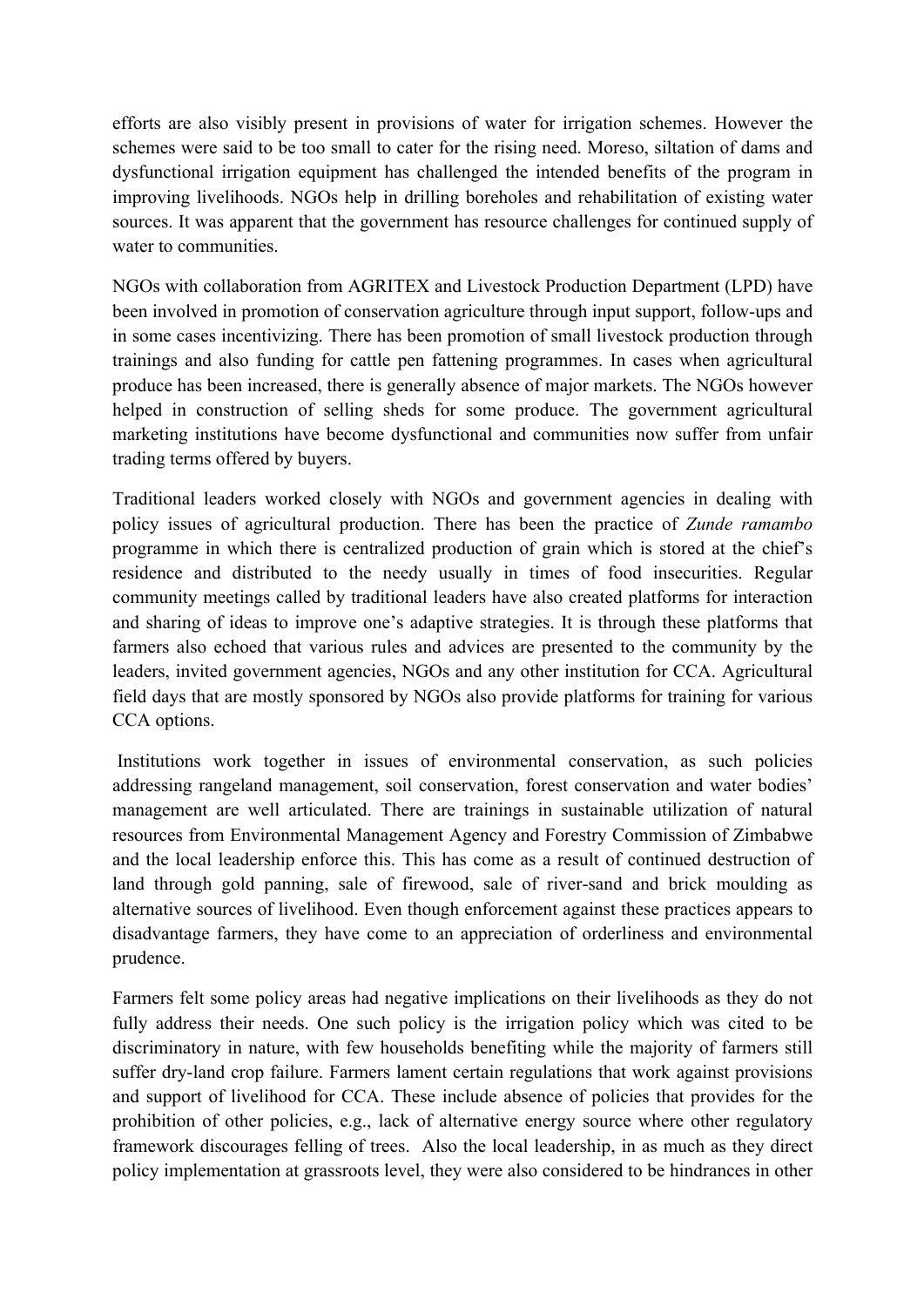efforts are also visibly present in provisions of water for irrigation schemes. However the schemes were said to be too small to cater for the rising need. Moreso, siltation of dams and dysfunctional irrigation equipment has challenged the intended benefits of the program in improving livelihoods. NGOs help in drilling boreholes and rehabilitation of existing water sources. It was apparent that the government has resource challenges for continued supply of water to communities.

NGOs with collaboration from AGRITEX and Livestock Production Department (LPD) have been involved in promotion of conservation agriculture through input support, follow-ups and in some cases incentivizing. There has been promotion of small livestock production through trainings and also funding for cattle pen fattening programmes. In cases when agricultural produce has been increased, there is generally absence of major markets. The NGOs however helped in construction of selling sheds for some produce. The government agricultural marketing institutions have become dysfunctional and communities now suffer from unfair trading terms offered by buyers.

Traditional leaders worked closely with NGOs and government agencies in dealing with policy issues of agricultural production. There has been the practice of *Zunde ramambo* programme in which there is centralized production of grain which is stored at the chief's residence and distributed to the needy usually in times of food insecurities. Regular community meetings called by traditional leaders have also created platforms for interaction and sharing of ideas to improve one's adaptive strategies. It is through these platforms that farmers also echoed that various rules and advices are presented to the community by the leaders, invited government agencies, NGOs and any other institution for CCA. Agricultural field days that are mostly sponsored by NGOs also provide platforms for training for various CCA options.

Institutions work together in issues of environmental conservation, as such policies addressing rangeland management, soil conservation, forest conservation and water bodies' management are well articulated. There are trainings in sustainable utilization of natural resources from Environmental Management Agency and Forestry Commission of Zimbabwe and the local leadership enforce this. This has come as a result of continued destruction of land through gold panning, sale of firewood, sale of river-sand and brick moulding as alternative sources of livelihood. Even though enforcement against these practices appears to disadvantage farmers, they have come to an appreciation of orderliness and environmental prudence.

Farmers felt some policy areas had negative implications on their livelihoods as they do not fully address their needs. One such policy is the irrigation policy which was cited to be discriminatory in nature, with few households benefiting while the majority of farmers still suffer dry-land crop failure. Farmers lament certain regulations that work against provisions and support of livelihood for CCA. These include absence of policies that provides for the prohibition of other policies, e.g., lack of alternative energy source where other regulatory framework discourages felling of trees. Also the local leadership, in as much as they direct policy implementation at grassroots level, they were also considered to be hindrances in other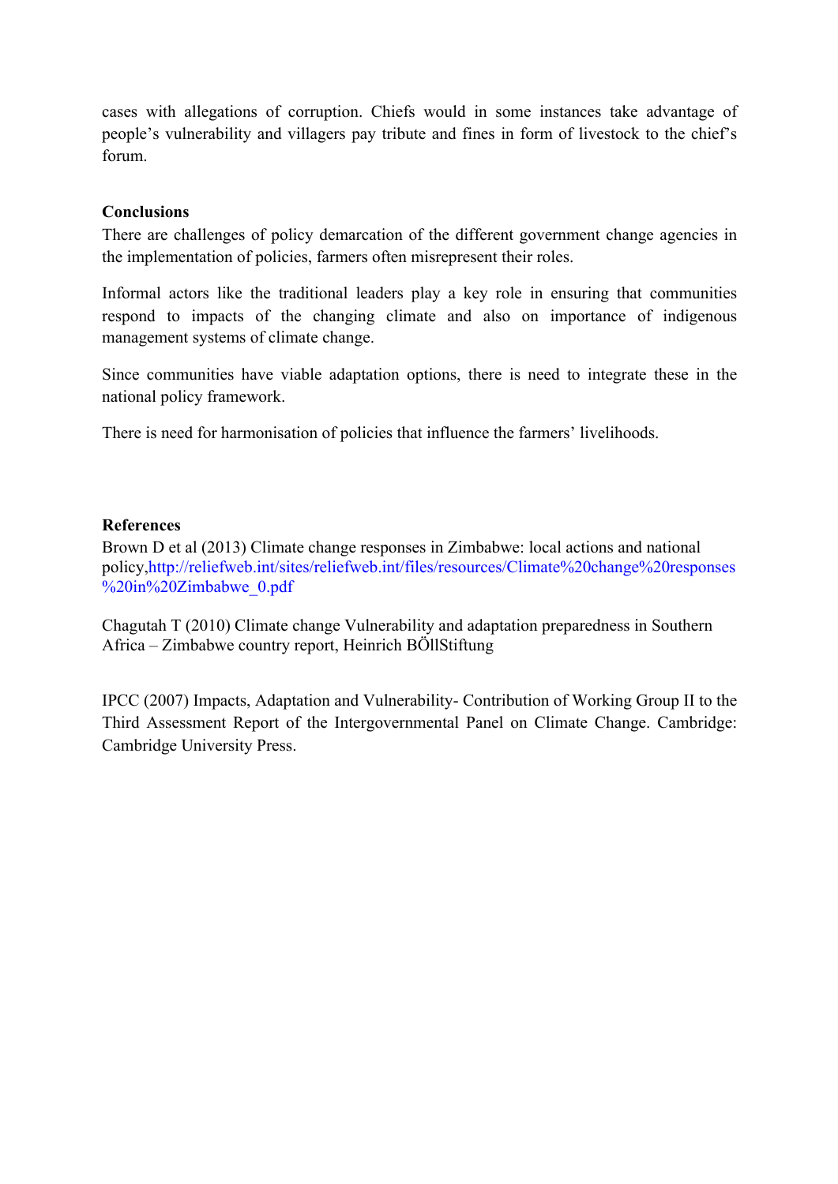cases with allegations of corruption. Chiefs would in some instances take advantage of people's vulnerability and villagers pay tribute and fines in form of livestock to the chief's forum.

**Conclusions**

There are challenges of policy demarcation of the different government change agencies in the implementation of policies, farmers often misrepresent their roles.

Informal actors like the traditional leaders play a key role in ensuring that communities respond to impacts of the changing climate and also on importance of indigenous management systems of climate change.

Since communities have viable adaptation options, there is need to integrate these in the national policy framework.

There is need for harmonisation of policies that influence the farmers' livelihoods.

**References**

Brown D et al (2013) Climate change responses in Zimbabwe: local actions and national policy,http://reliefweb.int/sites/reliefweb.int/files/resources/Climate%20change%20responses%20in%20Zimbabwe_0.pdf

Chagutah T (2010) Climate change Vulnerability and adaptation preparedness in Southern Africa – Zimbabwe country report, Heinrich BÖllStiftung

IPCC (2007) Impacts, Adaptation and Vulnerability- Contribution of Working Group II to the Third Assessment Report of the Intergovernmental Panel on Climate Change. Cambridge: Cambridge University Press.